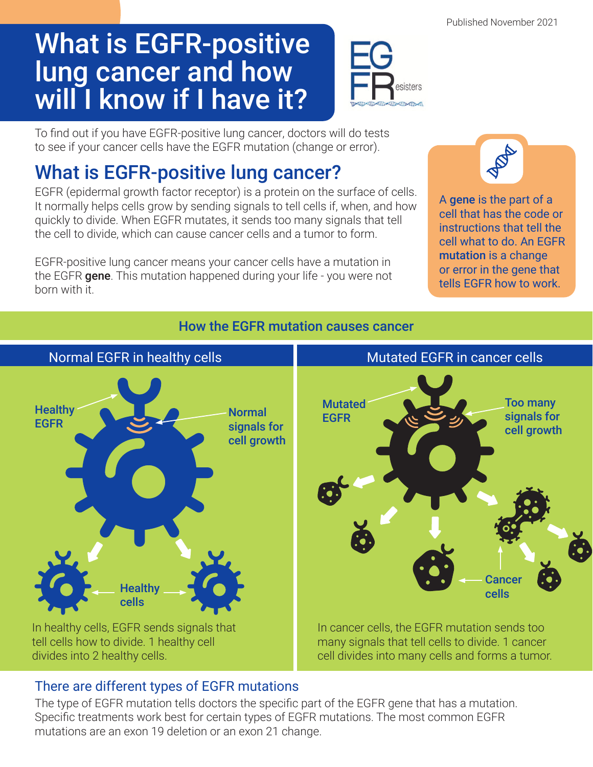Published November 2021

# What is EGFR-positive lung cancer and how will I know if I have it?

EGFResisters

To find out if you have EGFR-positive lung cancer, doctors will do tests to see if your cancer cells have the EGFR mutation (change or error).

## What is EGFR-positive lung cancer?

EGFR (epidermal growth factor receptor) is a protein on the surface of cells. It normally helps cells grow by sending signals to tell cells if, when, and how quickly to divide. When EGFR mutates, it sends too many signals that tell the cell to divide, which can cause cancer cells and a tumor to form.

EGFR-positive lung cancer means your cancer cells have a mutation in the EGFR **gene**. This mutation happened during your life - you were not born with it.

A **gene** is the part of a cell that has the code or instructions that tell the cell what to do. An EGFR **mutation** is a change or error in the gene that tells EGFR how to work.

### How the EGFR mutation causes cancer

#### Normal EGFR in healthy cells

Healthy EGFR

Normal signals for cell growth

Healthy cells

In healthy cells, EGFR sends signals that tell cells how to divide. 1 healthy cell divides into 2 healthy cells.

#### Mutated EGFR in cancer cells

Mutated EGFR

Too many signals for cell growth

Cancer cells

In cancer cells, the EGFR mutation sends too many signals that tell cells to divide. 1 cancer cell divides into many cells and forms a tumor.

### There are different types of EGFR mutations

The type of EGFR mutation tells doctors the specific part of the EGFR gene that has a mutation. Specific treatments work best for certain types of EGFR mutations. The most common EGFR mutations are an exon 19 deletion or an exon 21 change.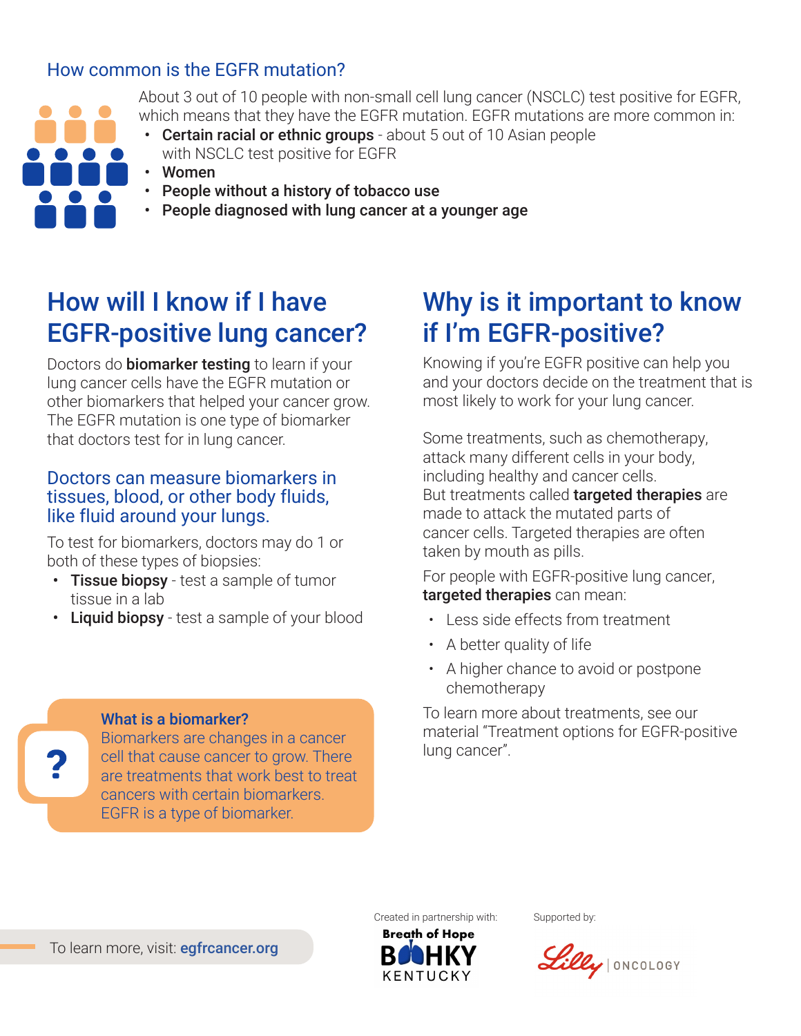### How common is the EGFR mutation?

About 3 out of 10 people with non-small cell lung cancer (NSCLC) test positive for EGFR, which means that they have the EGFR mutation. EGFR mutations are more common in:

- **Certain racial or ethnic groups** - about 5 out of 10 Asian people with NSCLC test positive for EGFR
- **Women**
- **People without a history of tobacco use**
- **People diagnosed with lung cancer at a younger age**

## How will I know if I have EGFR-positive lung cancer?

Doctors do **biomarker testing** to learn if your lung cancer cells have the EGFR mutation or other biomarkers that helped your cancer grow. The EGFR mutation is one type of biomarker that doctors test for in lung cancer.

### Doctors can measure biomarkers in tissues, blood, or other body fluids, like fluid around your lungs.

To test for biomarkers, doctors may do 1 or both of these types of biopsies:

- **Tissue biopsy** - test a sample of tumor tissue in a lab
- **Liquid biopsy** - test a sample of your blood

**What is a biomarker?**
Biomarkers are changes in a cancer cell that cause cancer to grow. There are treatments that work best to treat cancers with certain biomarkers. EGFR is a type of biomarker.

## Why is it important to know if I'm EGFR-positive?

Knowing if you're EGFR positive can help you and your doctors decide on the treatment that is most likely to work for your lung cancer.

Some treatments, such as chemotherapy, attack many different cells in your body, including healthy and cancer cells. But treatments called **targeted therapies** are made to attack the mutated parts of cancer cells. Targeted therapies are often taken by mouth as pills.

For people with EGFR-positive lung cancer, **targeted therapies** can mean:

- Less side effects from treatment
- A better quality of life
- A higher chance to avoid or postpone chemotherapy

To learn more about treatments, see our material "Treatment options for EGFR-positive lung cancer".

To learn more, visit: **egfrcancer.org**

Created in partnership with: Breath of Hope Kentucky

Supported by: Lilly | ONCOLOGY